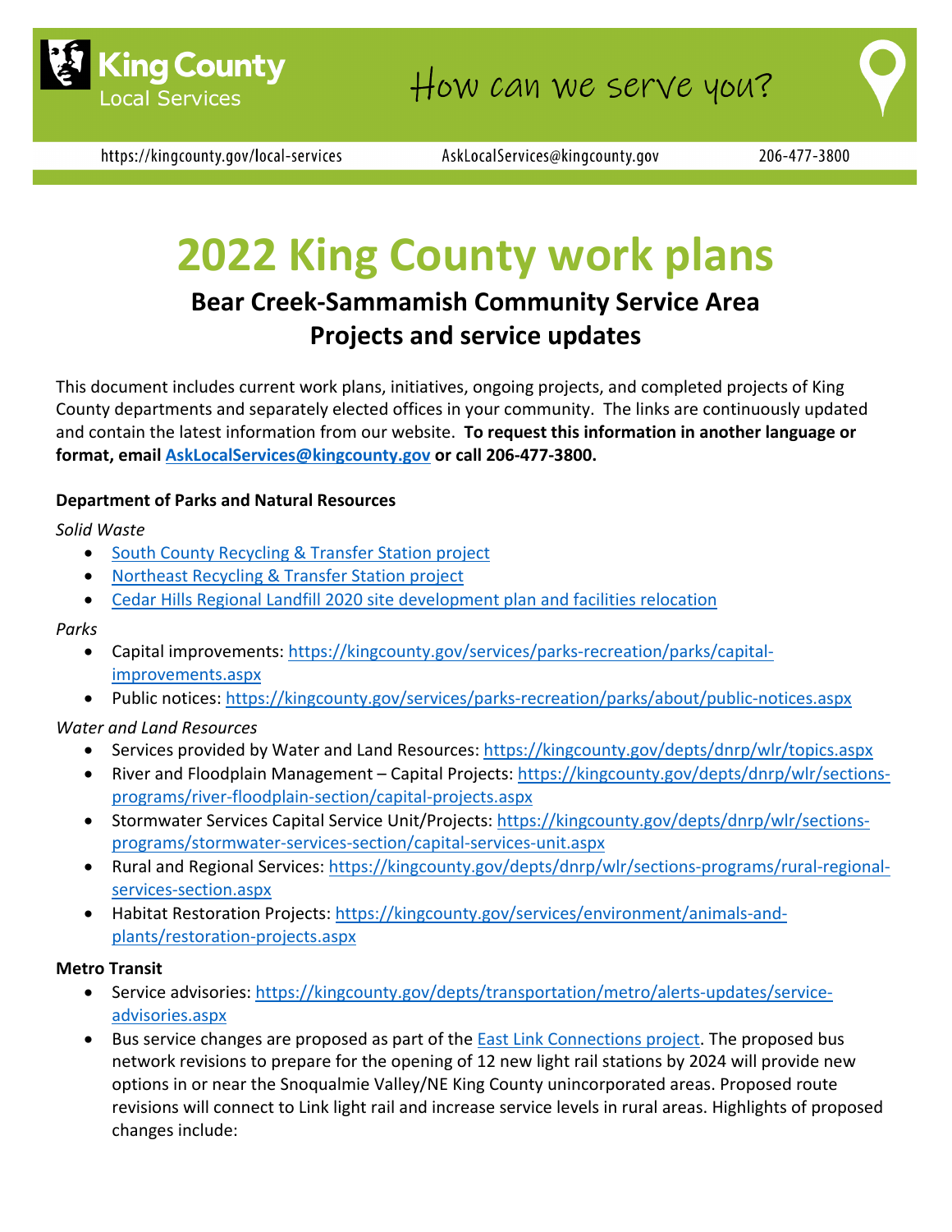King County Local Services — How can we serve you?

https://kingcounty.gov/local-services AskLocalServices@kingcounty.gov 206-477-3800

# 2022 King County work plans

## Bear Creek-Sammamish Community Service Area
## Projects and service updates

This document includes current work plans, initiatives, ongoing projects, and completed projects of King County departments and separately elected offices in your community. The links are continuously updated and contain the latest information from our website. **To request this information in another language or format, email AskLocalServices@kingcounty.gov or call 206-477-3800.**

**Department of Parks and Natural Resources**

*Solid Waste*

- South County Recycling & Transfer Station project
- Northeast Recycling & Transfer Station project
- Cedar Hills Regional Landfill 2020 site development plan and facilities relocation

*Parks*

- Capital improvements: https://kingcounty.gov/services/parks-recreation/parks/capital-improvements.aspx
- Public notices: https://kingcounty.gov/services/parks-recreation/parks/about/public-notices.aspx

*Water and Land Resources*

- Services provided by Water and Land Resources: https://kingcounty.gov/depts/dnrp/wlr/topics.aspx
- River and Floodplain Management – Capital Projects: https://kingcounty.gov/depts/dnrp/wlr/sections-programs/river-floodplain-section/capital-projects.aspx
- Stormwater Services Capital Service Unit/Projects: https://kingcounty.gov/depts/dnrp/wlr/sections-programs/stormwater-services-section/capital-services-unit.aspx
- Rural and Regional Services: https://kingcounty.gov/depts/dnrp/wlr/sections-programs/rural-regional-services-section.aspx
- Habitat Restoration Projects: https://kingcounty.gov/services/environment/animals-and-plants/restoration-projects.aspx

**Metro Transit**

- Service advisories: https://kingcounty.gov/depts/transportation/metro/alerts-updates/service-advisories.aspx
- Bus service changes are proposed as part of the East Link Connections project. The proposed bus network revisions to prepare for the opening of 12 new light rail stations by 2024 will provide new options in or near the Snoqualmie Valley/NE King County unincorporated areas. Proposed route revisions will connect to Link light rail and increase service levels in rural areas. Highlights of proposed changes include: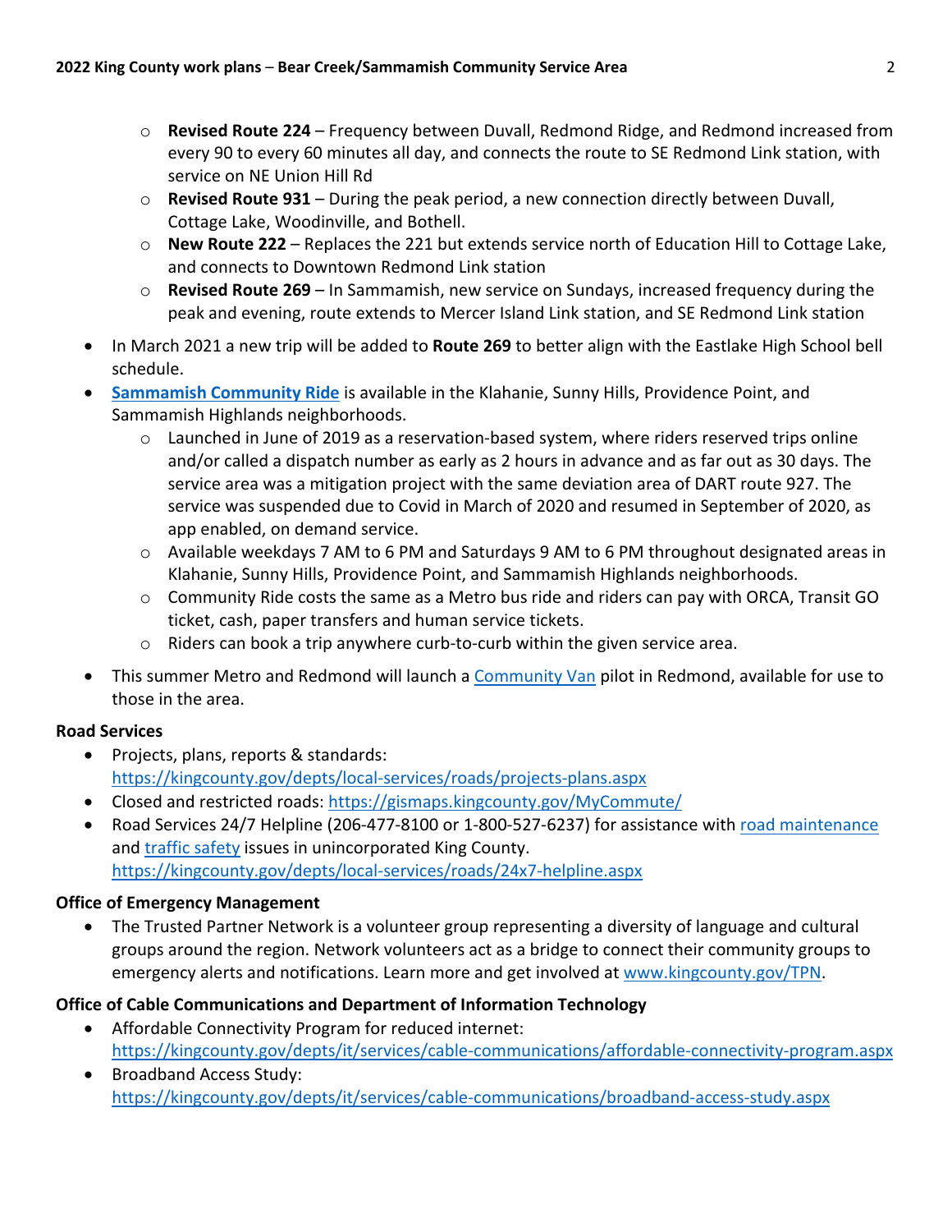- Revised Route 224 – Frequency between Duvall, Redmond Ridge, and Redmond increased from every 90 to every 60 minutes all day, and connects the route to SE Redmond Link station, with service on NE Union Hill Rd
  - **Revised Route 931** – During the peak period, a new connection directly between Duvall, Cottage Lake, Woodinville, and Bothell.
  - **New Route 222** – Replaces the 221 but extends service north of Education Hill to Cottage Lake, and connects to Downtown Redmond Link station
  - **Revised Route 269** – In Sammamish, new service on Sundays, increased frequency during the peak and evening, route extends to Mercer Island Link station, and SE Redmond Link station

- In March 2021 a new trip will be added to **Route 269** to better align with the Eastlake High School bell schedule.
- **Sammamish Community Ride** is available in the Klahanie, Sunny Hills, Providence Point, and Sammamish Highlands neighborhoods.
  - Launched in June of 2019 as a reservation-based system, where riders reserved trips online and/or called a dispatch number as early as 2 hours in advance and as far out as 30 days. The service area was a mitigation project with the same deviation area of DART route 927. The service was suspended due to Covid in March of 2020 and resumed in September of 2020, as app enabled, on demand service.
  - Available weekdays 7 AM to 6 PM and Saturdays 9 AM to 6 PM throughout designated areas in Klahanie, Sunny Hills, Providence Point, and Sammamish Highlands neighborhoods.
  - Community Ride costs the same as a Metro bus ride and riders can pay with ORCA, Transit GO ticket, cash, paper transfers and human service tickets.
  - Riders can book a trip anywhere curb-to-curb within the given service area.
- This summer Metro and Redmond will launch a Community Van pilot in Redmond, available for use to those in the area.

**Road Services**

- Projects, plans, reports & standards: https://kingcounty.gov/depts/local-services/roads/projects-plans.aspx
- Closed and restricted roads: https://gismaps.kingcounty.gov/MyCommute/
- Road Services 24/7 Helpline (206-477-8100 or 1-800-527-6237) for assistance with road maintenance and traffic safety issues in unincorporated King County. https://kingcounty.gov/depts/local-services/roads/24x7-helpline.aspx

**Office of Emergency Management**

- The Trusted Partner Network is a volunteer group representing a diversity of language and cultural groups around the region. Network volunteers act as a bridge to connect their community groups to emergency alerts and notifications. Learn more and get involved at www.kingcounty.gov/TPN.

**Office of Cable Communications and Department of Information Technology**

- Affordable Connectivity Program for reduced internet: https://kingcounty.gov/depts/it/services/cable-communications/affordable-connectivity-program.aspx
- Broadband Access Study: https://kingcounty.gov/depts/it/services/cable-communications/broadband-access-study.aspx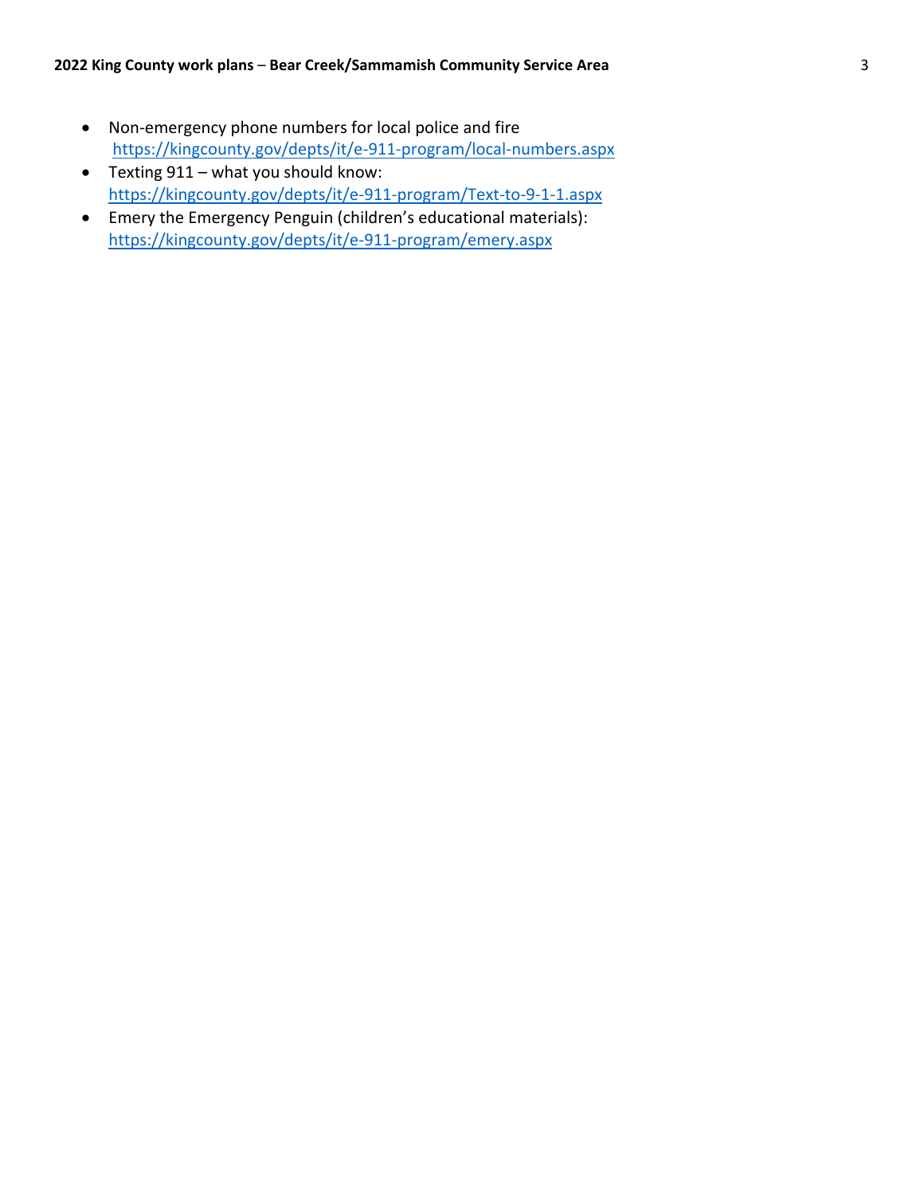- Non-emergency phone numbers for local police and fire https://kingcounty.gov/depts/it/e-911-program/local-numbers.aspx
- Texting 911 – what you should know: https://kingcounty.gov/depts/it/e-911-program/Text-to-9-1-1.aspx
- Emery the Emergency Penguin (children's educational materials): https://kingcounty.gov/depts/it/e-911-program/emery.aspx